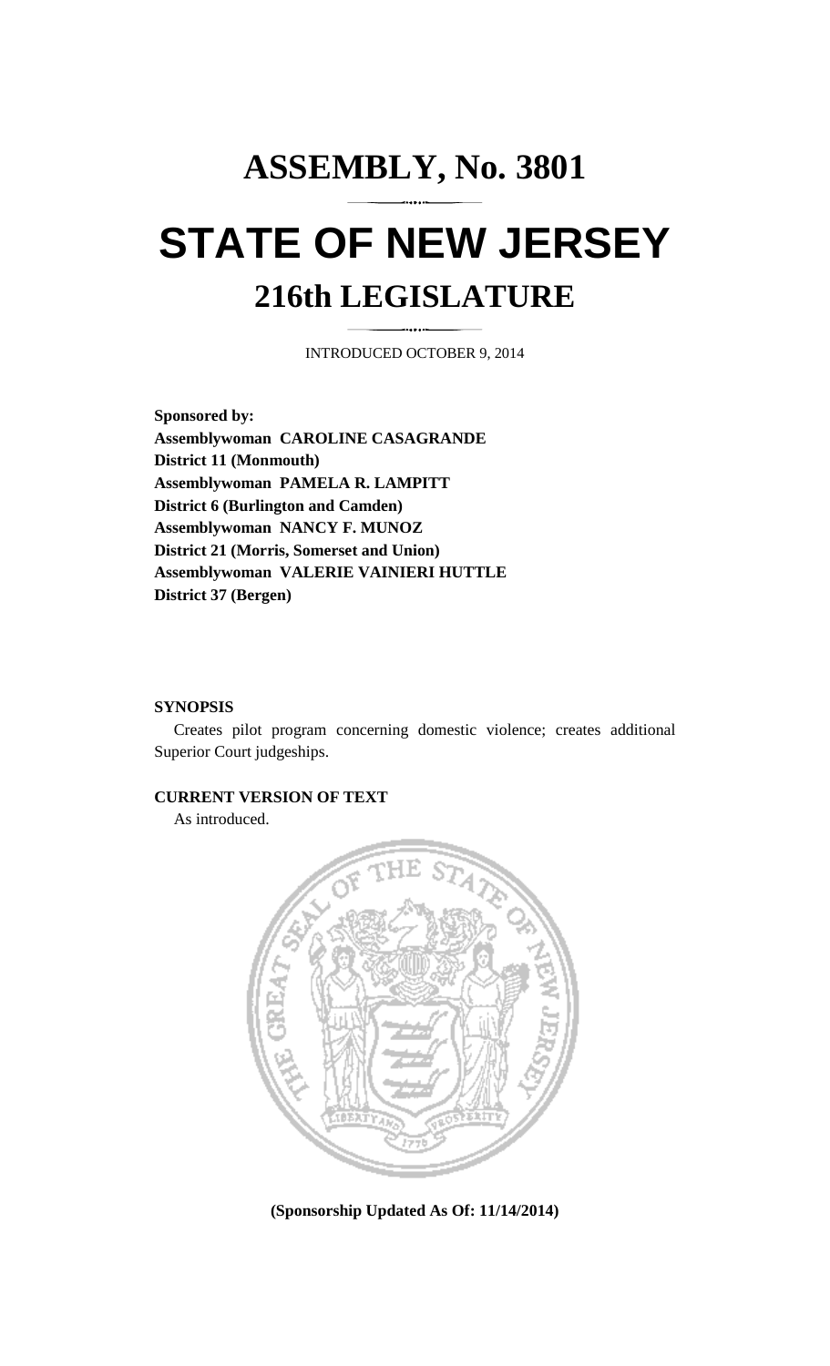# ASSEMBLY, No. 3801

# STATE OF NEW JERSEY

## 216th LEGISLATURE

INTRODUCED OCTOBER 9, 2014

**Sponsored by:**
**Assemblywoman CAROLINE CASAGRANDE**
**District 11 (Monmouth)**
**Assemblywoman PAMELA R. LAMPITT**
**District 6 (Burlington and Camden)**
**Assemblywoman NANCY F. MUNOZ**
**District 21 (Morris, Somerset and Union)**
**Assemblywoman VALERIE VAINIERI HUTTLE**
**District 37 (Bergen)**

**SYNOPSIS**

Creates pilot program concerning domestic violence; creates additional Superior Court judgeships.

**CURRENT VERSION OF TEXT**

As introduced.

**(Sponsorship Updated As Of: 11/14/2014)**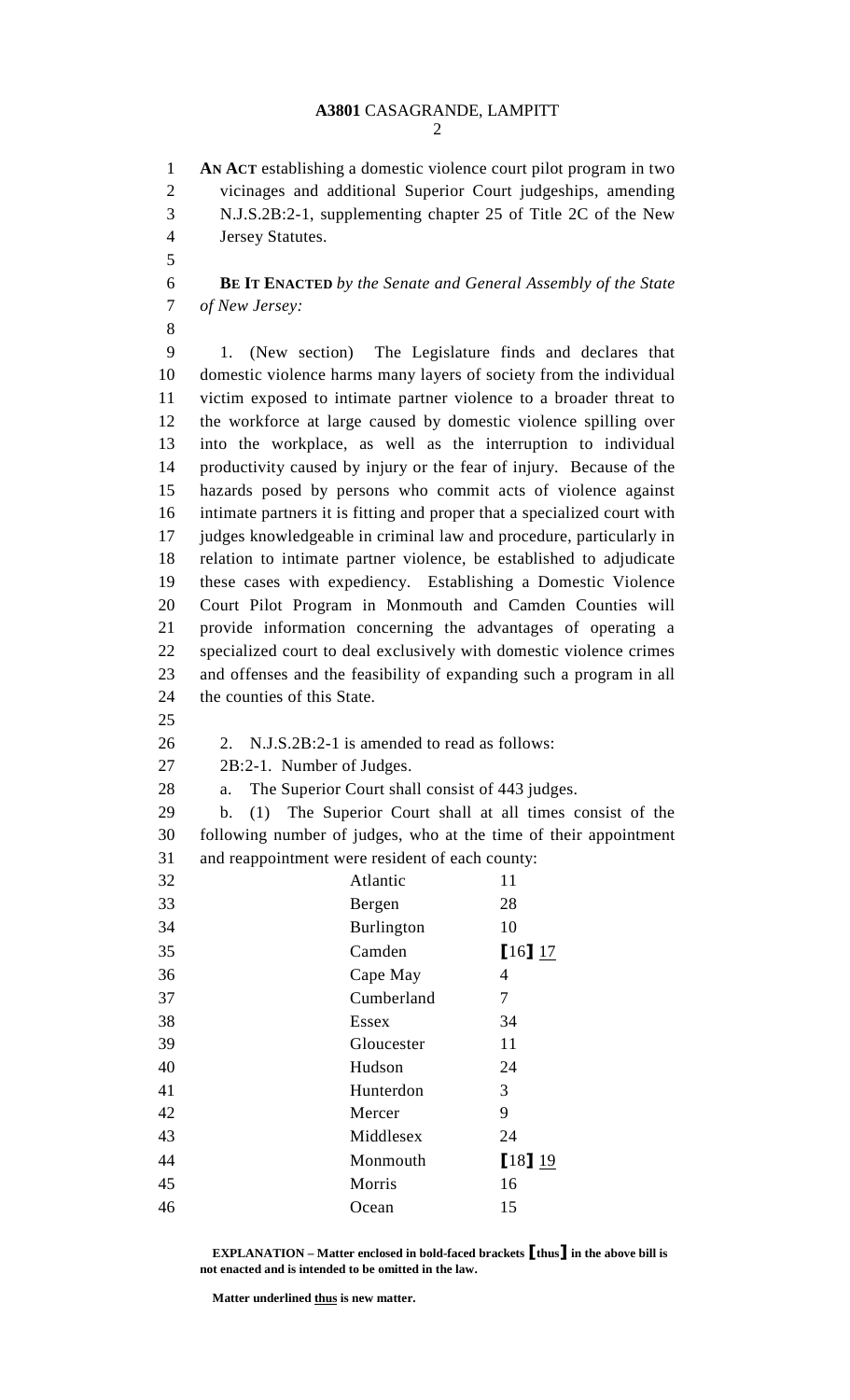**AN ACT** establishing a domestic violence court pilot program in two vicinages and additional Superior Court judgeships, amending N.J.S.2B:2-1, supplementing chapter 25 of Title 2C of the New Jersey Statutes.

**BE IT ENACTED** *by the Senate and General Assembly of the State of New Jersey:*

1. (New section) The Legislature finds and declares that domestic violence harms many layers of society from the individual victim exposed to intimate partner violence to a broader threat to the workforce at large caused by domestic violence spilling over into the workplace, as well as the interruption to individual productivity caused by injury or the fear of injury. Because of the hazards posed by persons who commit acts of violence against intimate partners it is fitting and proper that a specialized court with judges knowledgeable in criminal law and procedure, particularly in relation to intimate partner violence, be established to adjudicate these cases with expediency. Establishing a Domestic Violence Court Pilot Program in Monmouth and Camden Counties will provide information concerning the advantages of operating a specialized court to deal exclusively with domestic violence crimes and offenses and the feasibility of expanding such a program in all the counties of this State.

2. N.J.S.2B:2-1 is amended to read as follows:

2B:2-1. Number of Judges.

a. The Superior Court shall consist of 443 judges.

b. (1) The Superior Court shall at all times consist of the following number of judges, who at the time of their appointment and reappointment were resident of each county:

| County | Judges |
|---|---|
| Atlantic | 11 |
| Bergen | 28 |
| Burlington | 10 |
| Camden | **[**16**]** <u>17</u> |
| Cape May | 4 |
| Cumberland | 7 |
| Essex | 34 |
| Gloucester | 11 |
| Hudson | 24 |
| Hunterdon | 3 |
| Mercer | 9 |
| Middlesex | 24 |
| Monmouth | **[**18**]** <u>19</u> |
| Morris | 16 |
| Ocean | 15 |

**EXPLANATION – Matter enclosed in bold-faced brackets [thus] in the above bill is not enacted and is intended to be omitted in the law.**

**Matter underlined <u>thus</u> is new matter.**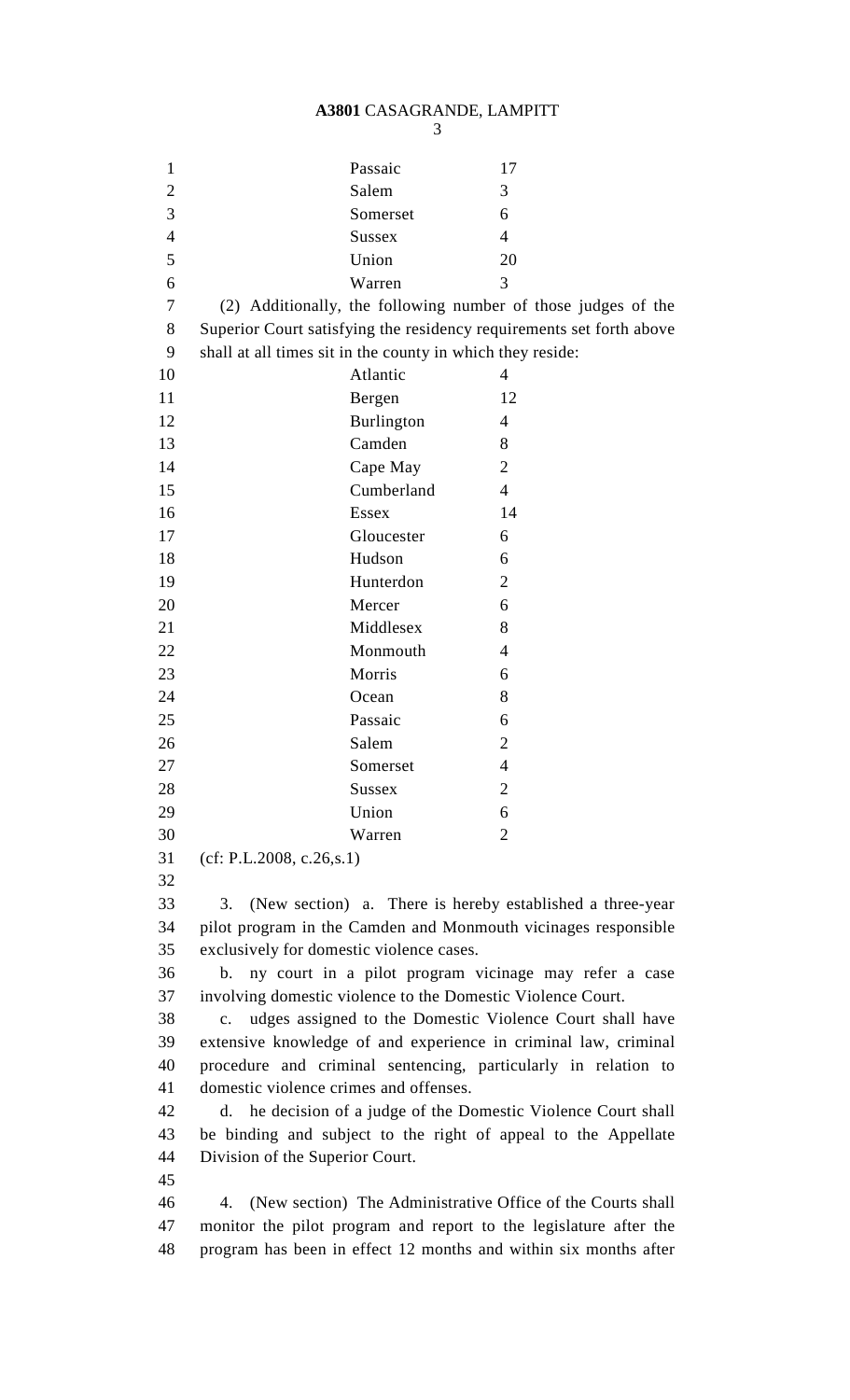| | |
|---|---|
| Passaic | 17 |
| Salem | 3 |
| Somerset | 6 |
| Sussex | 4 |
| Union | 20 |
| Warren | 3 |

(2) Additionally, the following number of those judges of the Superior Court satisfying the residency requirements set forth above shall at all times sit in the county in which they reside:

| | |
|---|---|
| Atlantic | 4 |
| Bergen | 12 |
| Burlington | 4 |
| Camden | 8 |
| Cape May | 2 |
| Cumberland | 4 |
| Essex | 14 |
| Gloucester | 6 |
| Hudson | 6 |
| Hunterdon | 2 |
| Mercer | 6 |
| Middlesex | 8 |
| Monmouth | 4 |
| Morris | 6 |
| Ocean | 8 |
| Passaic | 6 |
| Salem | 2 |
| Somerset | 4 |
| Sussex | 2 |
| Union | 6 |
| Warren | 2 |

(cf: P.L.2008, c.26,s.1)

3. (New section) a. There is hereby established a three-year pilot program in the Camden and Monmouth vicinages responsible exclusively for domestic violence cases.

b. ny court in a pilot program vicinage may refer a case involving domestic violence to the Domestic Violence Court.

c. udges assigned to the Domestic Violence Court shall have extensive knowledge of and experience in criminal law, criminal procedure and criminal sentencing, particularly in relation to domestic violence crimes and offenses.

d. he decision of a judge of the Domestic Violence Court shall be binding and subject to the right of appeal to the Appellate Division of the Superior Court.

4. (New section) The Administrative Office of the Courts shall monitor the pilot program and report to the legislature after the program has been in effect 12 months and within six months after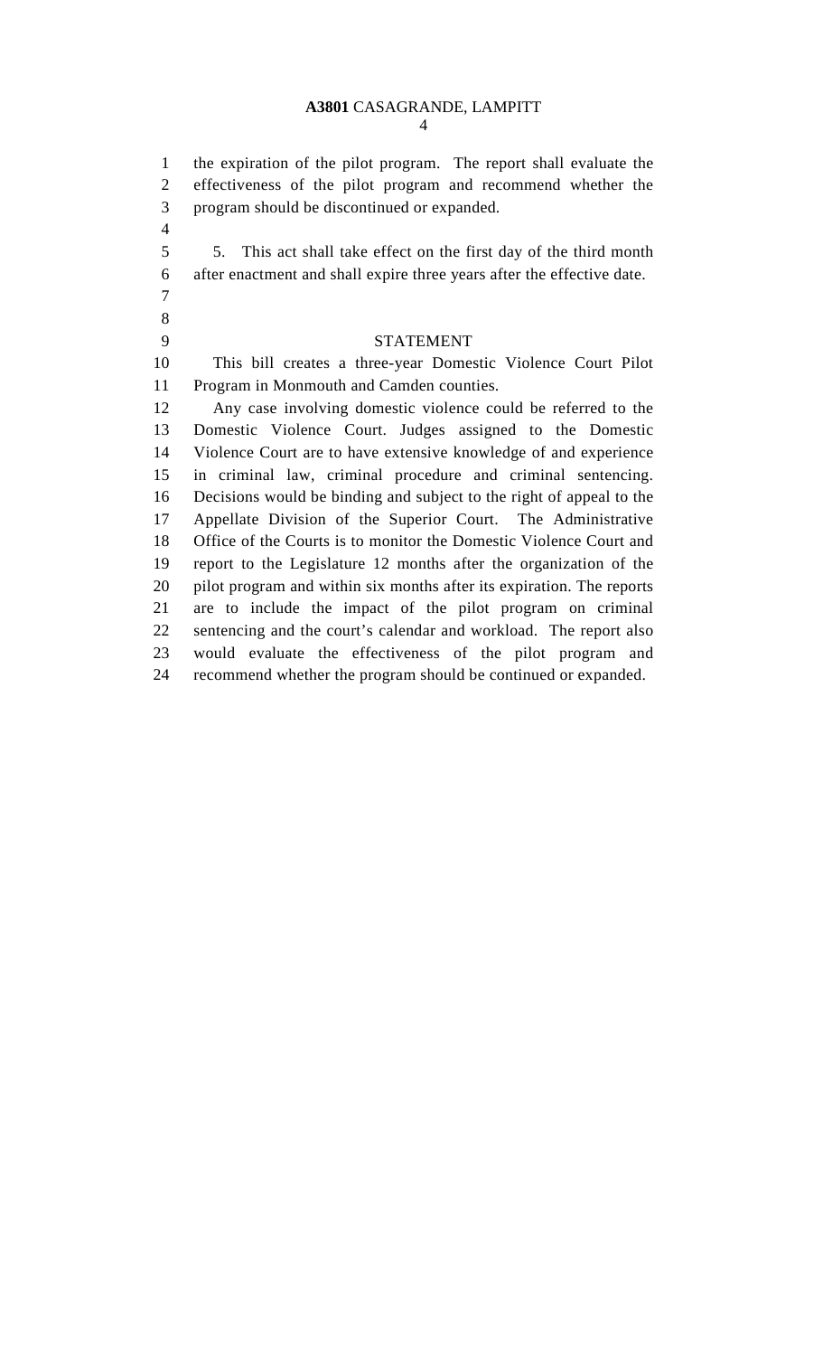the expiration of the pilot program. The report shall evaluate the effectiveness of the pilot program and recommend whether the program should be discontinued or expanded.

5. This act shall take effect on the first day of the third month after enactment and shall expire three years after the effective date.

## STATEMENT

This bill creates a three-year Domestic Violence Court Pilot Program in Monmouth and Camden counties.

Any case involving domestic violence could be referred to the Domestic Violence Court. Judges assigned to the Domestic Violence Court are to have extensive knowledge of and experience in criminal law, criminal procedure and criminal sentencing. Decisions would be binding and subject to the right of appeal to the Appellate Division of the Superior Court. The Administrative Office of the Courts is to monitor the Domestic Violence Court and report to the Legislature 12 months after the organization of the pilot program and within six months after its expiration. The reports are to include the impact of the pilot program on criminal sentencing and the court's calendar and workload. The report also would evaluate the effectiveness of the pilot program and recommend whether the program should be continued or expanded.